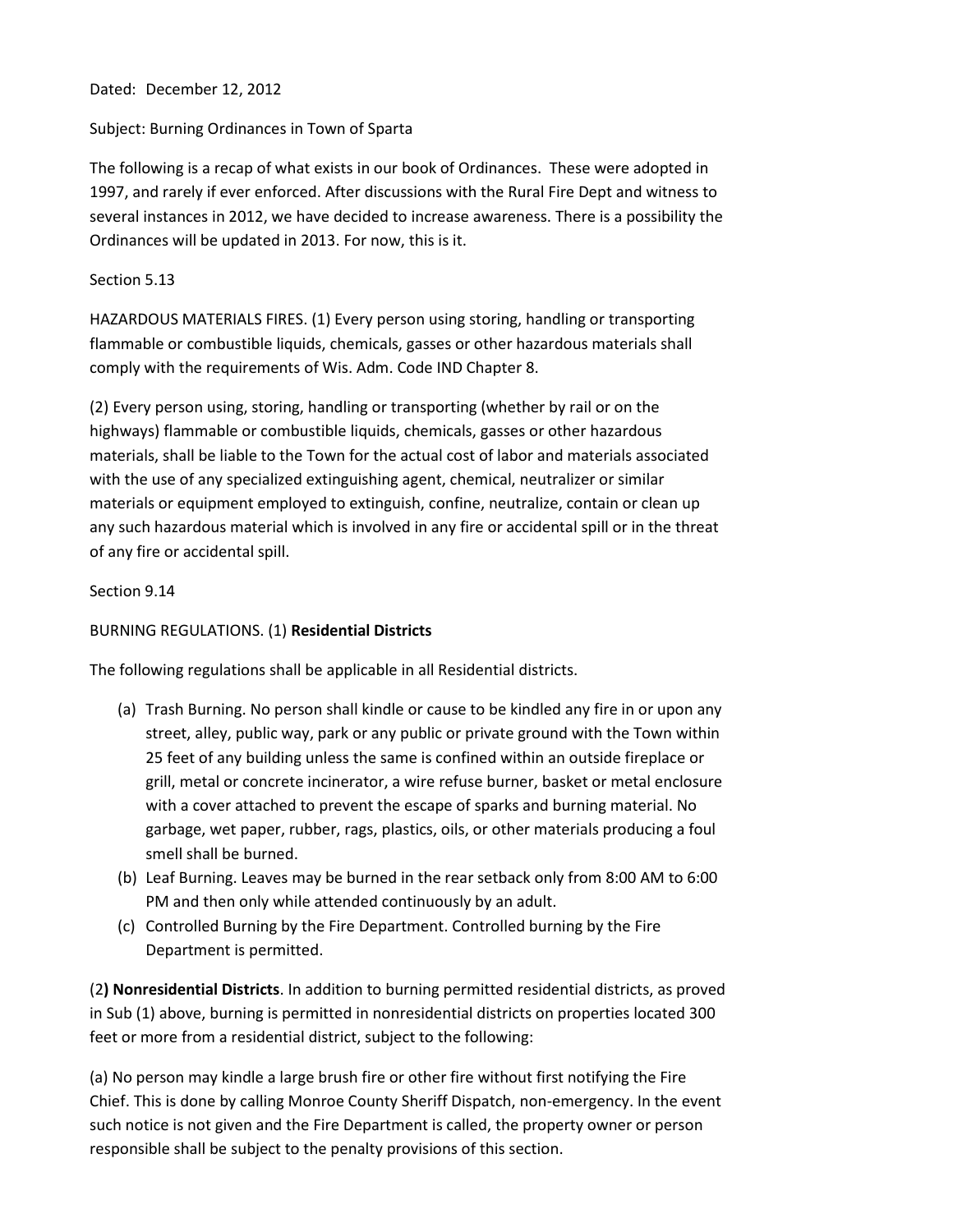Dated: December 12, 2012

Subject: Burning Ordinances in Town of Sparta

The following is a recap of what exists in our book of Ordinances. These were adopted in 1997, and rarely if ever enforced. After discussions with the Rural Fire Dept and witness to several instances in 2012, we have decided to increase awareness. There is a possibility the Ordinances will be updated in 2013. For now, this is it.

Section 5.13

HAZARDOUS MATERIALS FIRES. (1) Every person using storing, handling or transporting flammable or combustible liquids, chemicals, gasses or other hazardous materials shall comply with the requirements of Wis. Adm. Code IND Chapter 8.

(2) Every person using, storing, handling or transporting (whether by rail or on the highways) flammable or combustible liquids, chemicals, gasses or other hazardous materials, shall be liable to the Town for the actual cost of labor and materials associated with the use of any specialized extinguishing agent, chemical, neutralizer or similar materials or equipment employed to extinguish, confine, neutralize, contain or clean up any such hazardous material which is involved in any fire or accidental spill or in the threat of any fire or accidental spill.

Section 9.14

BURNING REGULATIONS. (1) **Residential Districts**

The following regulations shall be applicable in all Residential districts.

(a) Trash Burning. No person shall kindle or cause to be kindled any fire in or upon any street, alley, public way, park or any public or private ground with the Town within 25 feet of any building unless the same is confined within an outside fireplace or grill, metal or concrete incinerator, a wire refuse burner, basket or metal enclosure with a cover attached to prevent the escape of sparks and burning material. No garbage, wet paper, rubber, rags, plastics, oils, or other materials producing a foul smell shall be burned.

(b) Leaf Burning. Leaves may be burned in the rear setback only from 8:00 AM to 6:00 PM and then only while attended continuously by an adult.

(c) Controlled Burning by the Fire Department. Controlled burning by the Fire Department is permitted.

(2**) Nonresidential Districts**. In addition to burning permitted residential districts, as proved in Sub (1) above, burning is permitted in nonresidential districts on properties located 300 feet or more from a residential district, subject to the following:

(a) No person may kindle a large brush fire or other fire without first notifying the Fire Chief. This is done by calling Monroe County Sheriff Dispatch, non-emergency. In the event such notice is not given and the Fire Department is called, the property owner or person responsible shall be subject to the penalty provisions of this section.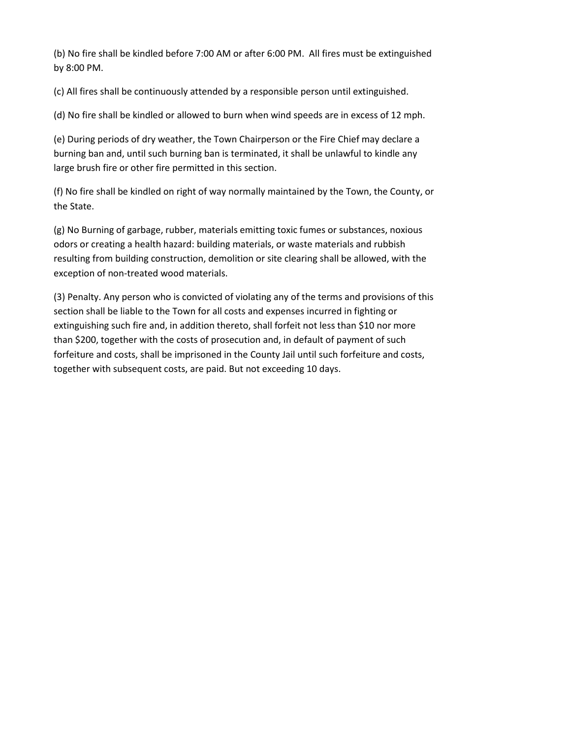(b) No fire shall be kindled before 7:00 AM or after 6:00 PM. All fires must be extinguished by 8:00 PM.

(c) All fires shall be continuously attended by a responsible person until extinguished.

(d) No fire shall be kindled or allowed to burn when wind speeds are in excess of 12 mph.

(e) During periods of dry weather, the Town Chairperson or the Fire Chief may declare a burning ban and, until such burning ban is terminated, it shall be unlawful to kindle any large brush fire or other fire permitted in this section.

(f) No fire shall be kindled on right of way normally maintained by the Town, the County, or the State.

(g) No Burning of garbage, rubber, materials emitting toxic fumes or substances, noxious odors or creating a health hazard: building materials, or waste materials and rubbish resulting from building construction, demolition or site clearing shall be allowed, with the exception of non-treated wood materials.

(3) Penalty. Any person who is convicted of violating any of the terms and provisions of this section shall be liable to the Town for all costs and expenses incurred in fighting or extinguishing such fire and, in addition thereto, shall forfeit not less than $10 nor more than $200, together with the costs of prosecution and, in default of payment of such forfeiture and costs, shall be imprisoned in the County Jail until such forfeiture and costs, together with subsequent costs, are paid. But not exceeding 10 days.